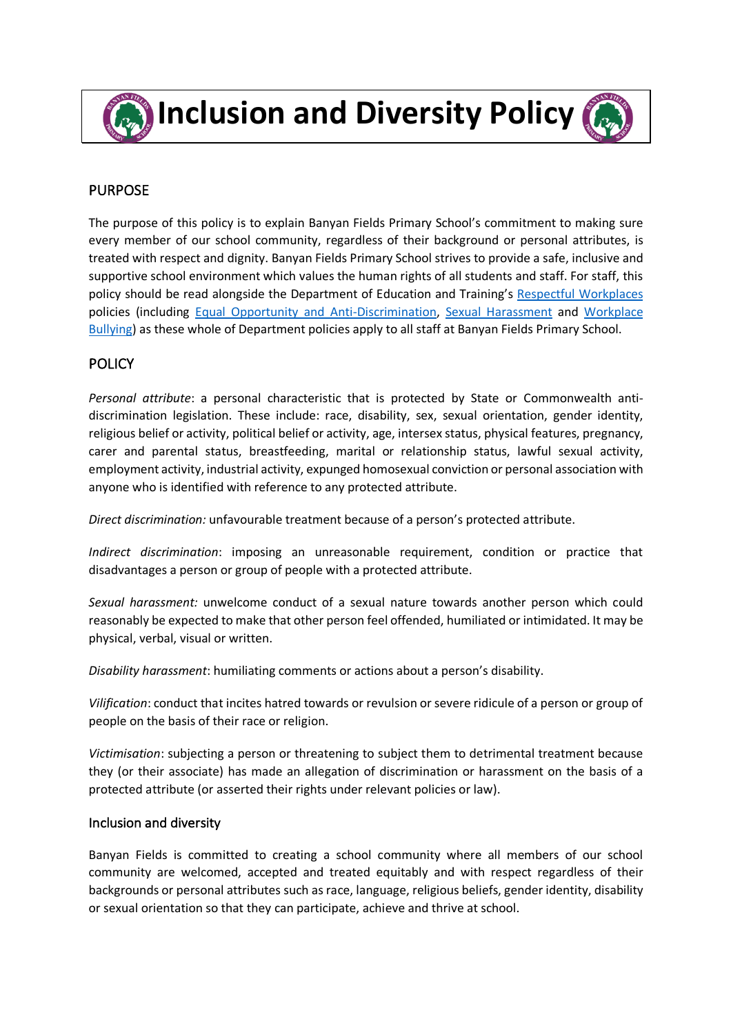# Inclusion and Diversity Policy

## PURPOSE

The purpose of this policy is to explain Banyan Fields Primary School's commitment to making sure every member of our school community, regardless of their background or personal attributes, is treated with respect and dignity. Banyan Fields Primary School strives to provide a safe, inclusive and supportive school environment which values the human rights of all students and staff. For staff, this policy should be read alongside the Department of Education and Training's Respectful Workplaces policies (including Equal Opportunity and Anti-Discrimination, Sexual Harassment and Workplace Bullying) as these whole of Department policies apply to all staff at Banyan Fields Primary School.

## POLICY

*Personal attribute*: a personal characteristic that is protected by State or Commonwealth anti-discrimination legislation. These include: race, disability, sex, sexual orientation, gender identity, religious belief or activity, political belief or activity, age, intersex status, physical features, pregnancy, carer and parental status, breastfeeding, marital or relationship status, lawful sexual activity, employment activity, industrial activity, expunged homosexual conviction or personal association with anyone who is identified with reference to any protected attribute.

*Direct discrimination:* unfavourable treatment because of a person's protected attribute.

*Indirect discrimination*: imposing an unreasonable requirement, condition or practice that disadvantages a person or group of people with a protected attribute.

*Sexual harassment:* unwelcome conduct of a sexual nature towards another person which could reasonably be expected to make that other person feel offended, humiliated or intimidated. It may be physical, verbal, visual or written.

*Disability harassment*: humiliating comments or actions about a person's disability.

*Vilification*: conduct that incites hatred towards or revulsion or severe ridicule of a person or group of people on the basis of their race or religion.

*Victimisation*: subjecting a person or threatening to subject them to detrimental treatment because they (or their associate) has made an allegation of discrimination or harassment on the basis of a protected attribute (or asserted their rights under relevant policies or law).

### Inclusion and diversity

Banyan Fields is committed to creating a school community where all members of our school community are welcomed, accepted and treated equitably and with respect regardless of their backgrounds or personal attributes such as race, language, religious beliefs, gender identity, disability or sexual orientation so that they can participate, achieve and thrive at school.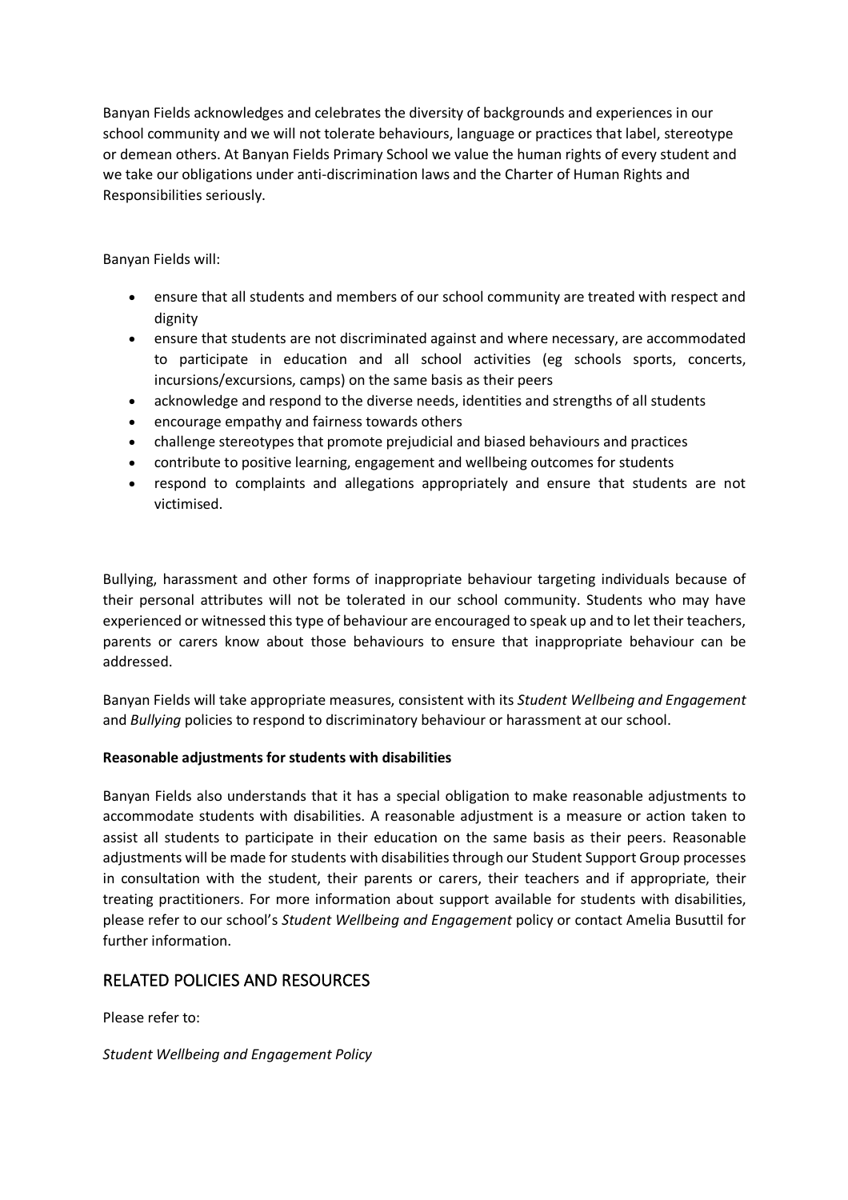Banyan Fields acknowledges and celebrates the diversity of backgrounds and experiences in our school community and we will not tolerate behaviours, language or practices that label, stereotype or demean others. At Banyan Fields Primary School we value the human rights of every student and we take our obligations under anti-discrimination laws and the Charter of Human Rights and Responsibilities seriously.

Banyan Fields will:

- ensure that all students and members of our school community are treated with respect and dignity
- ensure that students are not discriminated against and where necessary, are accommodated to participate in education and all school activities (eg schools sports, concerts, incursions/excursions, camps) on the same basis as their peers
- acknowledge and respond to the diverse needs, identities and strengths of all students
- encourage empathy and fairness towards others
- challenge stereotypes that promote prejudicial and biased behaviours and practices
- contribute to positive learning, engagement and wellbeing outcomes for students
- respond to complaints and allegations appropriately and ensure that students are not victimised.

Bullying, harassment and other forms of inappropriate behaviour targeting individuals because of their personal attributes will not be tolerated in our school community. Students who may have experienced or witnessed this type of behaviour are encouraged to speak up and to let their teachers, parents or carers know about those behaviours to ensure that inappropriate behaviour can be addressed.

Banyan Fields will take appropriate measures, consistent with its *Student Wellbeing and Engagement* and *Bullying* policies to respond to discriminatory behaviour or harassment at our school.

**Reasonable adjustments for students with disabilities**

Banyan Fields also understands that it has a special obligation to make reasonable adjustments to accommodate students with disabilities. A reasonable adjustment is a measure or action taken to assist all students to participate in their education on the same basis as their peers. Reasonable adjustments will be made for students with disabilities through our Student Support Group processes in consultation with the student, their parents or carers, their teachers and if appropriate, their treating practitioners. For more information about support available for students with disabilities, please refer to our school's *Student Wellbeing and Engagement* policy or contact Amelia Busuttil for further information.

## RELATED POLICIES AND RESOURCES

Please refer to:

*Student Wellbeing and Engagement Policy*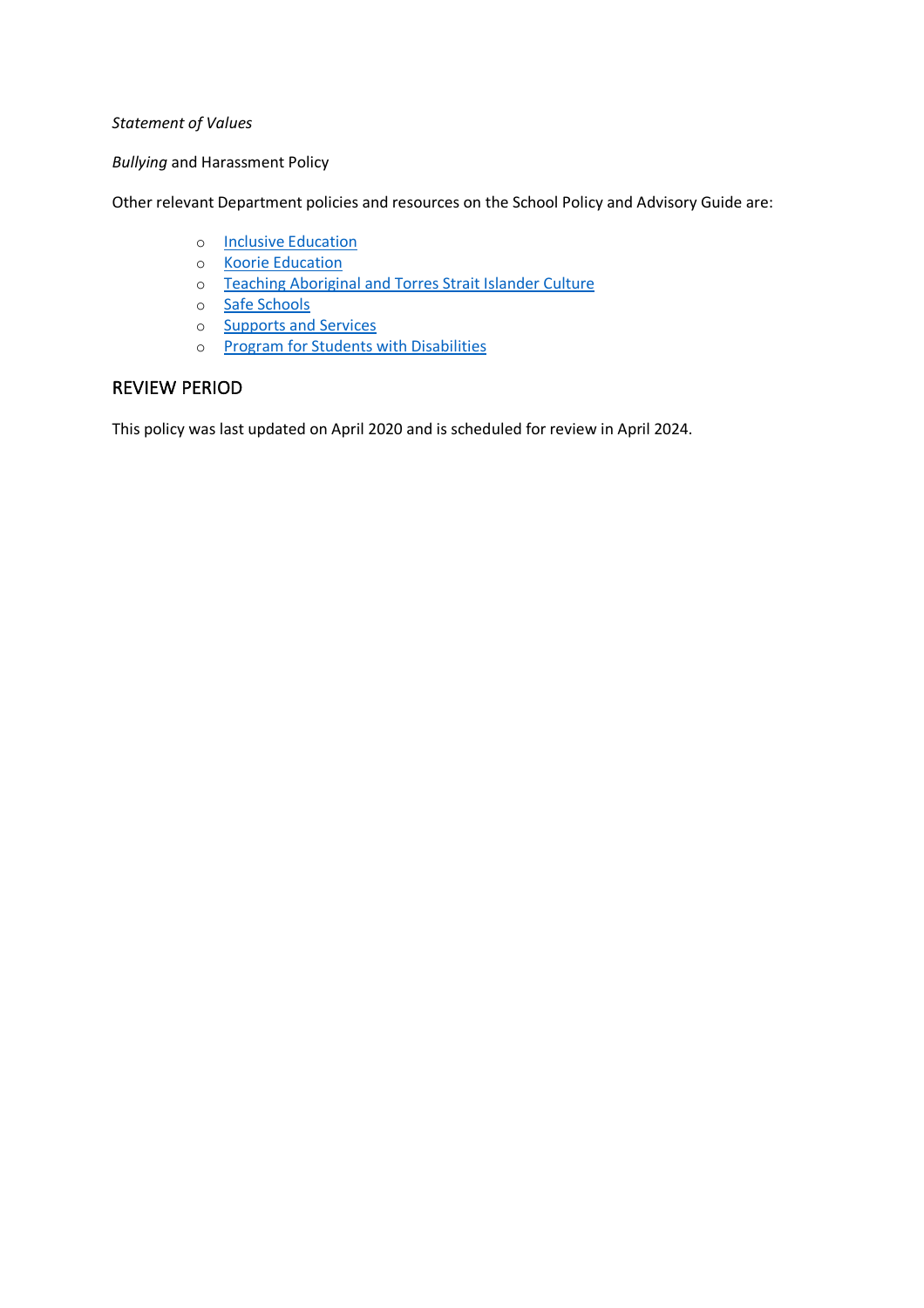*Statement of Values*

*Bullying* and Harassment Policy

Other relevant Department policies and resources on the School Policy and Advisory Guide are:

- Inclusive Education
- Koorie Education
- Teaching Aboriginal and Torres Strait Islander Culture
- Safe Schools
- Supports and Services
- Program for Students with Disabilities

## REVIEW PERIOD

This policy was last updated on April 2020 and is scheduled for review in April 2024.